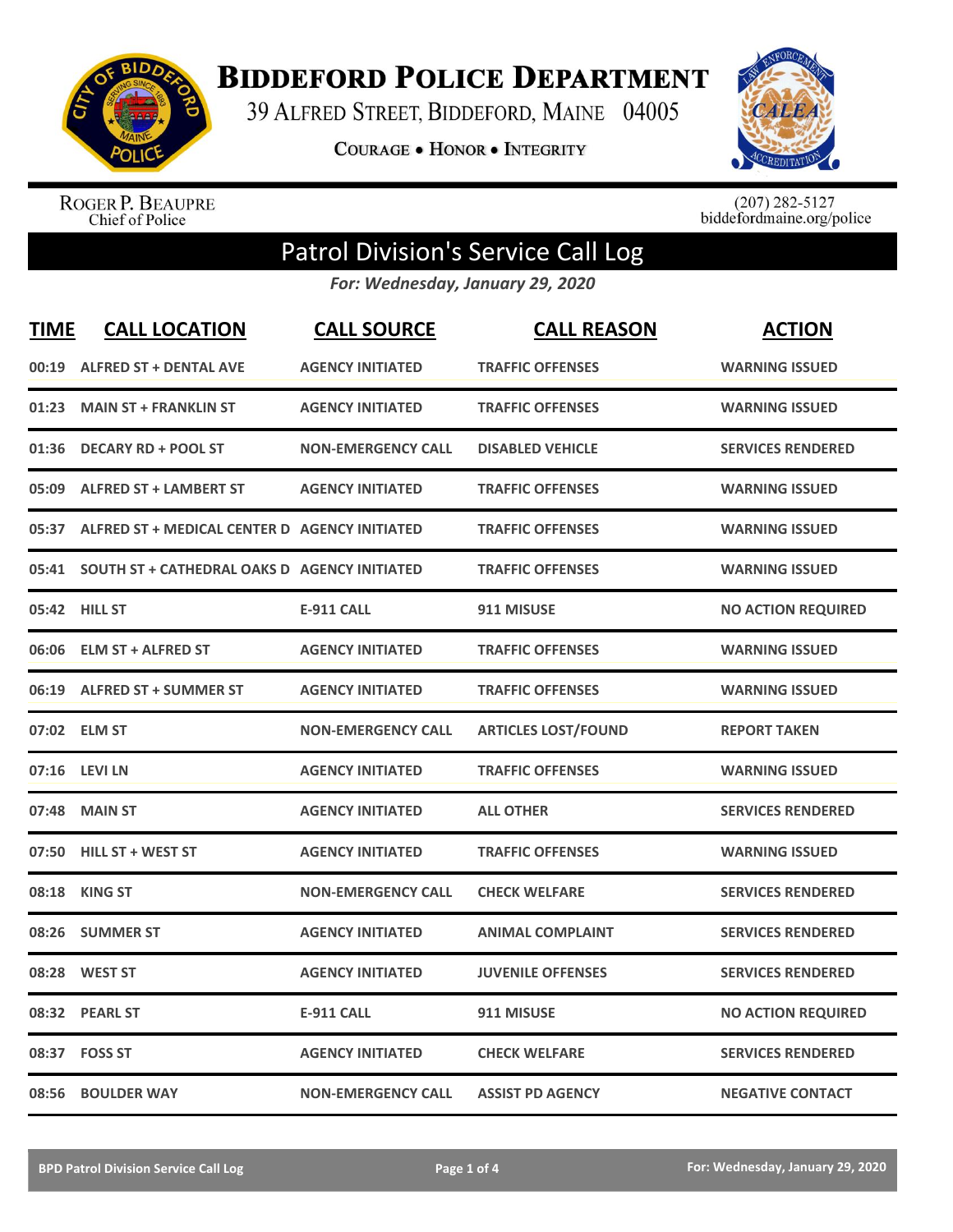# Biddeford Police Department

39 Alfred Street, Biddeford, Maine 04005

Courage • Honor • Integrity

Roger P. Beaupre
Chief of Police

(207) 282-5127
biddefordmaine.org/police

## Patrol Division's Service Call Log

*For: Wednesday, January 29, 2020*

| TIME | CALL LOCATION | CALL SOURCE | CALL REASON | ACTION |
|---|---|---|---|---|
| 00:19 | ALFRED ST + DENTAL AVE | AGENCY INITIATED | TRAFFIC OFFENSES | WARNING ISSUED |
| 01:23 | MAIN ST + FRANKLIN ST | AGENCY INITIATED | TRAFFIC OFFENSES | WARNING ISSUED |
| 01:36 | DECARY RD + POOL ST | NON-EMERGENCY CALL | DISABLED VEHICLE | SERVICES RENDERED |
| 05:09 | ALFRED ST + LAMBERT ST | AGENCY INITIATED | TRAFFIC OFFENSES | WARNING ISSUED |
| 05:37 | ALFRED ST + MEDICAL CENTER D | AGENCY INITIATED | TRAFFIC OFFENSES | WARNING ISSUED |
| 05:41 | SOUTH ST + CATHEDRAL OAKS D | AGENCY INITIATED | TRAFFIC OFFENSES | WARNING ISSUED |
| 05:42 | HILL ST | E-911 CALL | 911 MISUSE | NO ACTION REQUIRED |
| 06:06 | ELM ST + ALFRED ST | AGENCY INITIATED | TRAFFIC OFFENSES | WARNING ISSUED |
| 06:19 | ALFRED ST + SUMMER ST | AGENCY INITIATED | TRAFFIC OFFENSES | WARNING ISSUED |
| 07:02 | ELM ST | NON-EMERGENCY CALL | ARTICLES LOST/FOUND | REPORT TAKEN |
| 07:16 | LEVI LN | AGENCY INITIATED | TRAFFIC OFFENSES | WARNING ISSUED |
| 07:48 | MAIN ST | AGENCY INITIATED | ALL OTHER | SERVICES RENDERED |
| 07:50 | HILL ST + WEST ST | AGENCY INITIATED | TRAFFIC OFFENSES | WARNING ISSUED |
| 08:18 | KING ST | NON-EMERGENCY CALL | CHECK WELFARE | SERVICES RENDERED |
| 08:26 | SUMMER ST | AGENCY INITIATED | ANIMAL COMPLAINT | SERVICES RENDERED |
| 08:28 | WEST ST | AGENCY INITIATED | JUVENILE OFFENSES | SERVICES RENDERED |
| 08:32 | PEARL ST | E-911 CALL | 911 MISUSE | NO ACTION REQUIRED |
| 08:37 | FOSS ST | AGENCY INITIATED | CHECK WELFARE | SERVICES RENDERED |
| 08:56 | BOULDER WAY | NON-EMERGENCY CALL | ASSIST PD AGENCY | NEGATIVE CONTACT |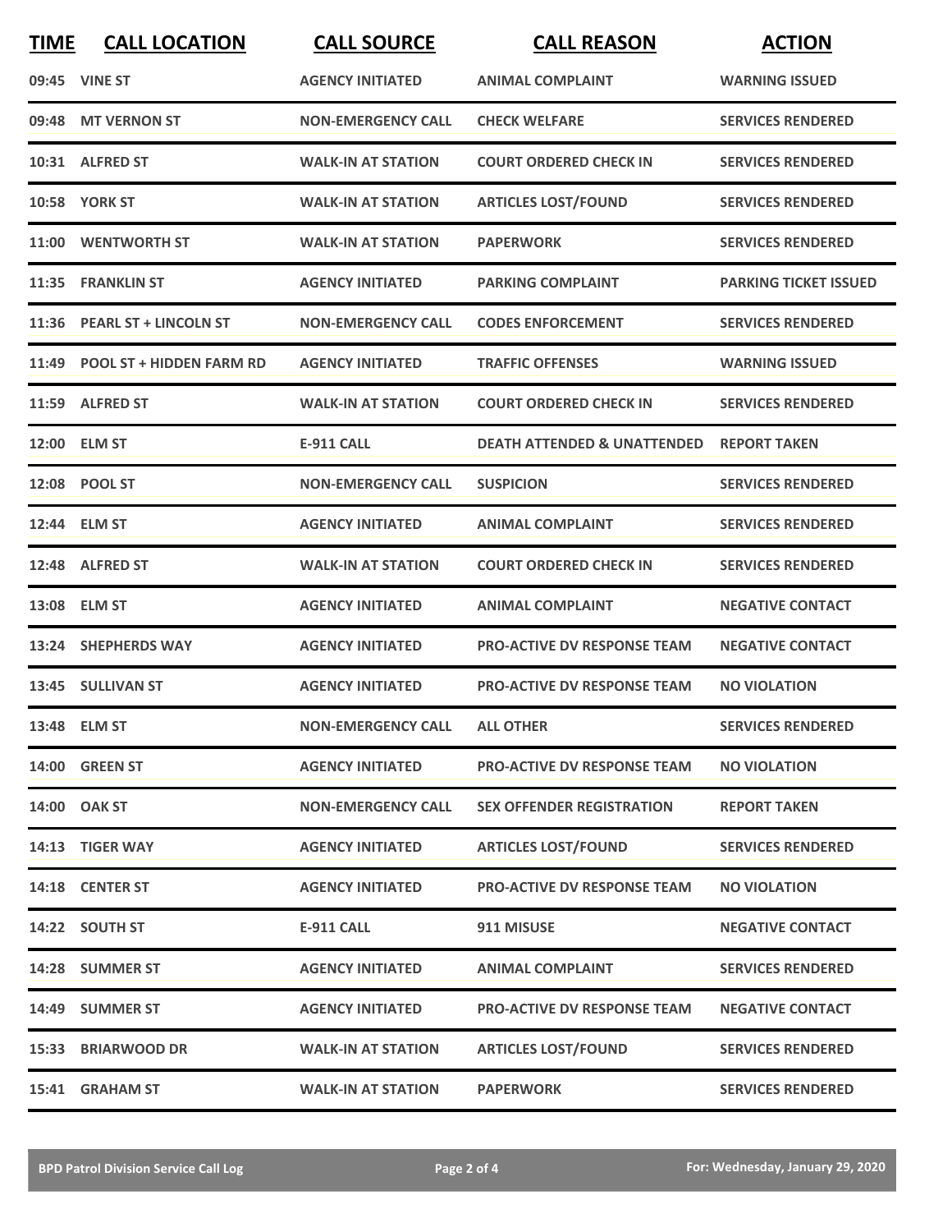| TIME | CALL LOCATION | CALL SOURCE | CALL REASON | ACTION |
|---|---|---|---|---|
| 09:45 | VINE ST | AGENCY INITIATED | ANIMAL COMPLAINT | WARNING ISSUED |
| 09:48 | MT VERNON ST | NON-EMERGENCY CALL | CHECK WELFARE | SERVICES RENDERED |
| 10:31 | ALFRED ST | WALK-IN AT STATION | COURT ORDERED CHECK IN | SERVICES RENDERED |
| 10:58 | YORK ST | WALK-IN AT STATION | ARTICLES LOST/FOUND | SERVICES RENDERED |
| 11:00 | WENTWORTH ST | WALK-IN AT STATION | PAPERWORK | SERVICES RENDERED |
| 11:35 | FRANKLIN ST | AGENCY INITIATED | PARKING COMPLAINT | PARKING TICKET ISSUED |
| 11:36 | PEARL ST + LINCOLN ST | NON-EMERGENCY CALL | CODES ENFORCEMENT | SERVICES RENDERED |
| 11:49 | POOL ST + HIDDEN FARM RD | AGENCY INITIATED | TRAFFIC OFFENSES | WARNING ISSUED |
| 11:59 | ALFRED ST | WALK-IN AT STATION | COURT ORDERED CHECK IN | SERVICES RENDERED |
| 12:00 | ELM ST | E-911 CALL | DEATH ATTENDED & UNATTENDED | REPORT TAKEN |
| 12:08 | POOL ST | NON-EMERGENCY CALL | SUSPICION | SERVICES RENDERED |
| 12:44 | ELM ST | AGENCY INITIATED | ANIMAL COMPLAINT | SERVICES RENDERED |
| 12:48 | ALFRED ST | WALK-IN AT STATION | COURT ORDERED CHECK IN | SERVICES RENDERED |
| 13:08 | ELM ST | AGENCY INITIATED | ANIMAL COMPLAINT | NEGATIVE CONTACT |
| 13:24 | SHEPHERDS WAY | AGENCY INITIATED | PRO-ACTIVE DV RESPONSE TEAM | NEGATIVE CONTACT |
| 13:45 | SULLIVAN ST | AGENCY INITIATED | PRO-ACTIVE DV RESPONSE TEAM | NO VIOLATION |
| 13:48 | ELM ST | NON-EMERGENCY CALL | ALL OTHER | SERVICES RENDERED |
| 14:00 | GREEN ST | AGENCY INITIATED | PRO-ACTIVE DV RESPONSE TEAM | NO VIOLATION |
| 14:00 | OAK ST | NON-EMERGENCY CALL | SEX OFFENDER REGISTRATION | REPORT TAKEN |
| 14:13 | TIGER WAY | AGENCY INITIATED | ARTICLES LOST/FOUND | SERVICES RENDERED |
| 14:18 | CENTER ST | AGENCY INITIATED | PRO-ACTIVE DV RESPONSE TEAM | NO VIOLATION |
| 14:22 | SOUTH ST | E-911 CALL | 911 MISUSE | NEGATIVE CONTACT |
| 14:28 | SUMMER ST | AGENCY INITIATED | ANIMAL COMPLAINT | SERVICES RENDERED |
| 14:49 | SUMMER ST | AGENCY INITIATED | PRO-ACTIVE DV RESPONSE TEAM | NEGATIVE CONTACT |
| 15:33 | BRIARWOOD DR | WALK-IN AT STATION | ARTICLES LOST/FOUND | SERVICES RENDERED |
| 15:41 | GRAHAM ST | WALK-IN AT STATION | PAPERWORK | SERVICES RENDERED |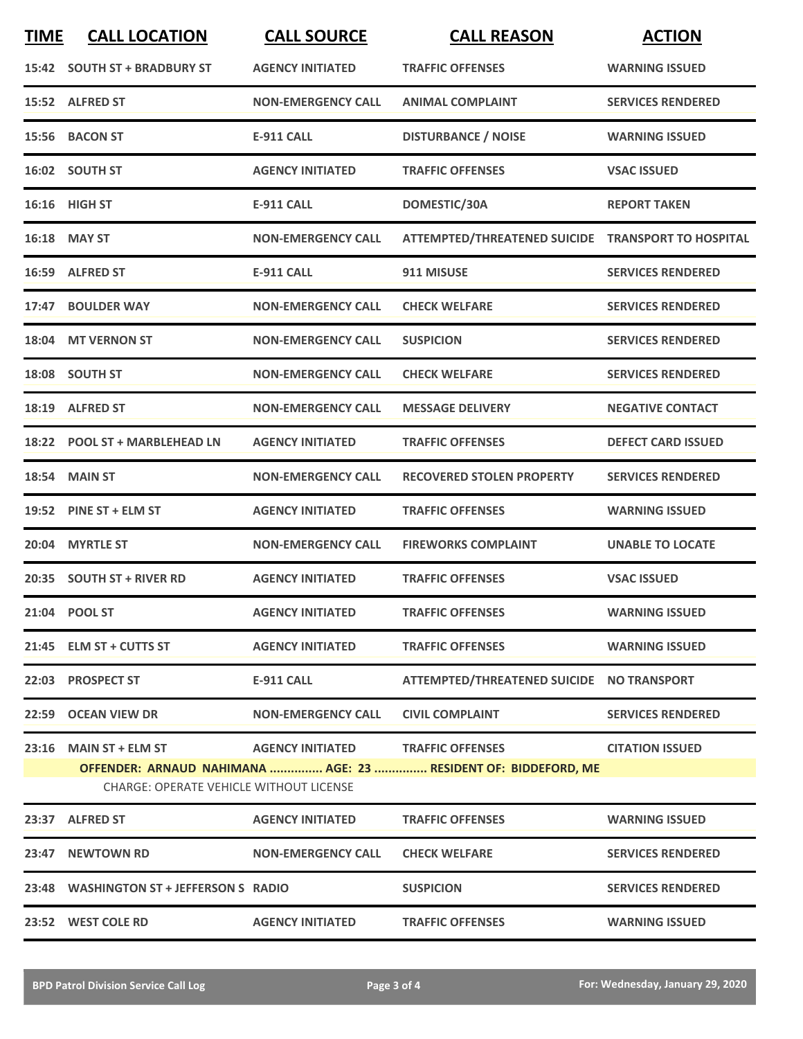| TIME | CALL LOCATION | CALL SOURCE | CALL REASON | ACTION |
|---|---|---|---|---|
| 15:42 | SOUTH ST + BRADBURY ST | AGENCY INITIATED | TRAFFIC OFFENSES | WARNING ISSUED |
| 15:52 | ALFRED ST | NON-EMERGENCY CALL | ANIMAL COMPLAINT | SERVICES RENDERED |
| 15:56 | BACON ST | E-911 CALL | DISTURBANCE / NOISE | WARNING ISSUED |
| 16:02 | SOUTH ST | AGENCY INITIATED | TRAFFIC OFFENSES | VSAC ISSUED |
| 16:16 | HIGH ST | E-911 CALL | DOMESTIC/30A | REPORT TAKEN |
| 16:18 | MAY ST | NON-EMERGENCY CALL | ATTEMPTED/THREATENED SUICIDE | TRANSPORT TO HOSPITAL |
| 16:59 | ALFRED ST | E-911 CALL | 911 MISUSE | SERVICES RENDERED |
| 17:47 | BOULDER WAY | NON-EMERGENCY CALL | CHECK WELFARE | SERVICES RENDERED |
| 18:04 | MT VERNON ST | NON-EMERGENCY CALL | SUSPICION | SERVICES RENDERED |
| 18:08 | SOUTH ST | NON-EMERGENCY CALL | CHECK WELFARE | SERVICES RENDERED |
| 18:19 | ALFRED ST | NON-EMERGENCY CALL | MESSAGE DELIVERY | NEGATIVE CONTACT |
| 18:22 | POOL ST + MARBLEHEAD LN | AGENCY INITIATED | TRAFFIC OFFENSES | DEFECT CARD ISSUED |
| 18:54 | MAIN ST | NON-EMERGENCY CALL | RECOVERED STOLEN PROPERTY | SERVICES RENDERED |
| 19:52 | PINE ST + ELM ST | AGENCY INITIATED | TRAFFIC OFFENSES | WARNING ISSUED |
| 20:04 | MYRTLE ST | NON-EMERGENCY CALL | FIREWORKS COMPLAINT | UNABLE TO LOCATE |
| 20:35 | SOUTH ST + RIVER RD | AGENCY INITIATED | TRAFFIC OFFENSES | VSAC ISSUED |
| 21:04 | POOL ST | AGENCY INITIATED | TRAFFIC OFFENSES | WARNING ISSUED |
| 21:45 | ELM ST + CUTTS ST | AGENCY INITIATED | TRAFFIC OFFENSES | WARNING ISSUED |
| 22:03 | PROSPECT ST | E-911 CALL | ATTEMPTED/THREATENED SUICIDE | NO TRANSPORT |
| 22:59 | OCEAN VIEW DR | NON-EMERGENCY CALL | CIVIL COMPLAINT | SERVICES RENDERED |
| 23:16 | MAIN ST + ELM ST | AGENCY INITIATED | TRAFFIC OFFENSES | CITATION ISSUED |
| | OFFENDER: ARNAUD NAHIMANA ............... AGE: 23 ............... RESIDENT OF: BIDDEFORD, ME | | | |
| | CHARGE: OPERATE VEHICLE WITHOUT LICENSE | | | |
| 23:37 | ALFRED ST | AGENCY INITIATED | TRAFFIC OFFENSES | WARNING ISSUED |
| 23:47 | NEWTOWN RD | NON-EMERGENCY CALL | CHECK WELFARE | SERVICES RENDERED |
| 23:48 | WASHINGTON ST + JEFFERSON S | RADIO | SUSPICION | SERVICES RENDERED |
| 23:52 | WEST COLE RD | AGENCY INITIATED | TRAFFIC OFFENSES | WARNING ISSUED |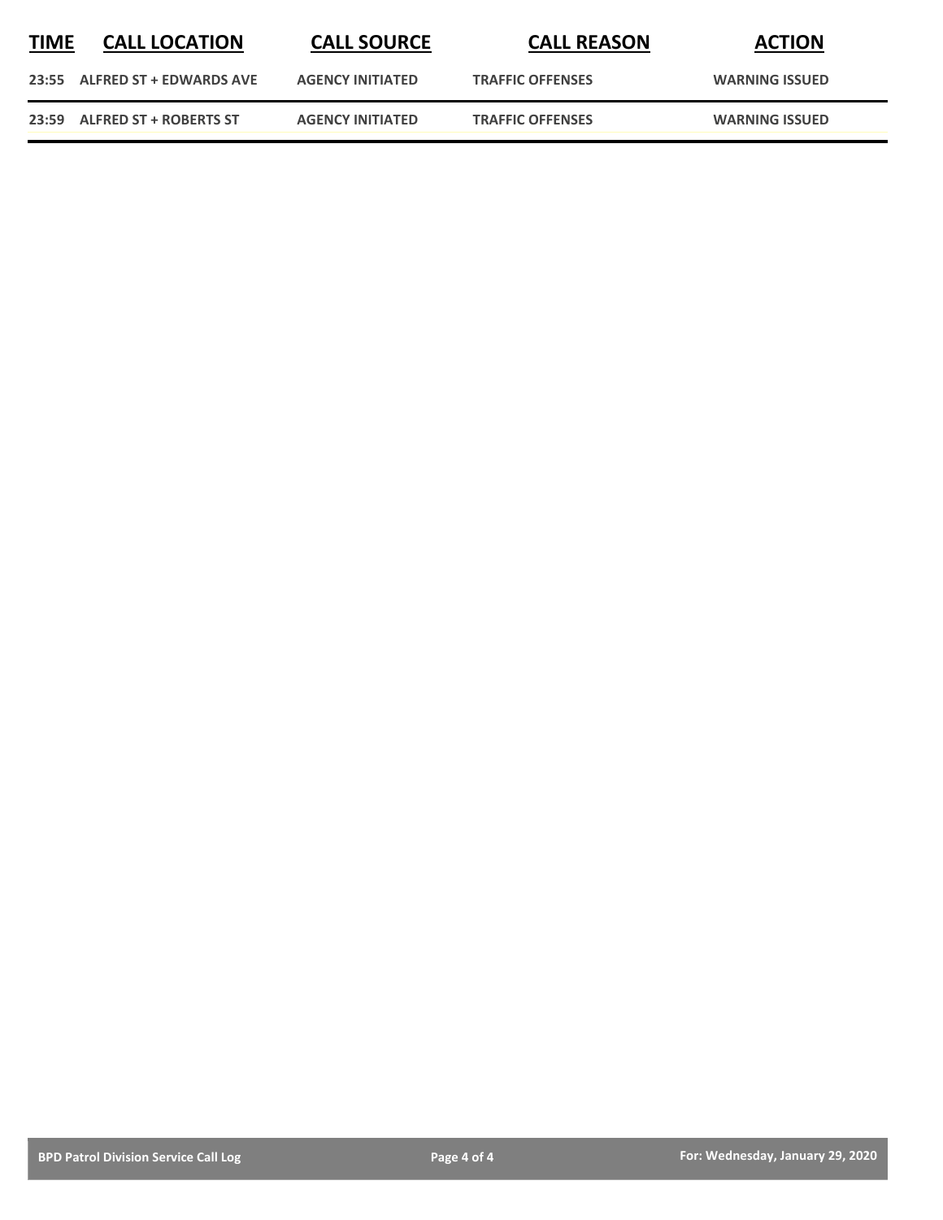| TIME | CALL LOCATION | CALL SOURCE | CALL REASON | ACTION |
|---|---|---|---|---|
| 23:55 | ALFRED ST + EDWARDS AVE | AGENCY INITIATED | TRAFFIC OFFENSES | WARNING ISSUED |
| 23:59 | ALFRED ST + ROBERTS ST | AGENCY INITIATED | TRAFFIC OFFENSES | WARNING ISSUED |